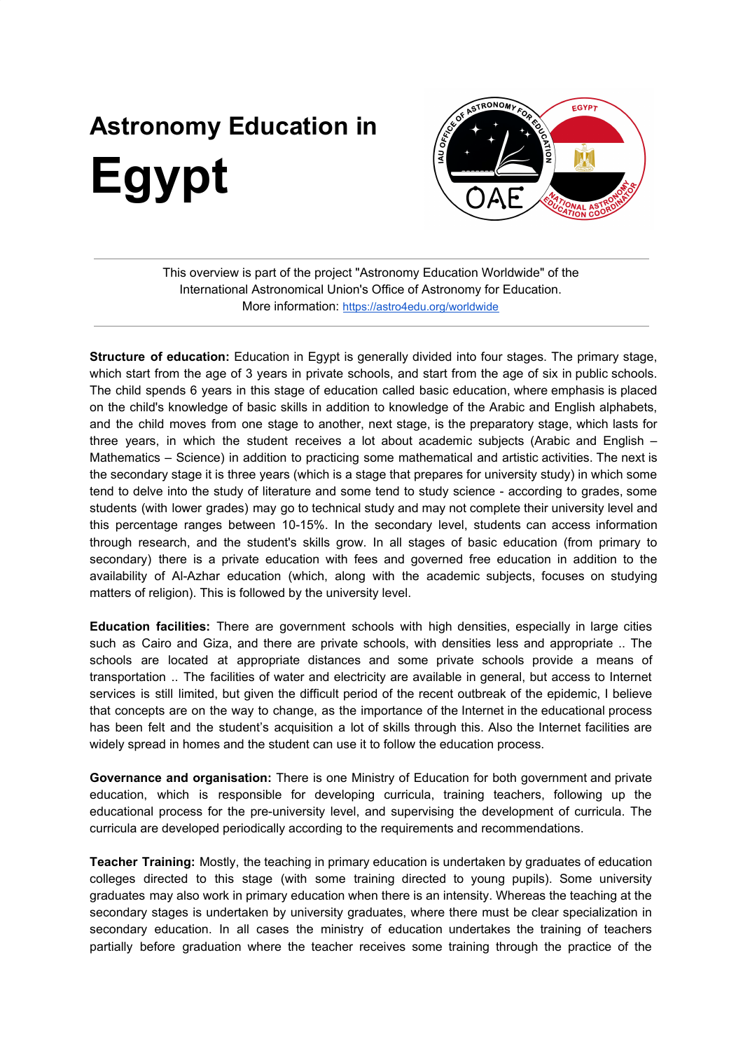# Astronomy Education in

# Egypt

This overview is part of the project "Astronomy Education Worldwide" of the International Astronomical Union's Office of Astronomy for Education.
More information: https://astro4edu.org/worldwide

**Structure of education:** Education in Egypt is generally divided into four stages. The primary stage, which start from the age of 3 years in private schools, and start from the age of six in public schools. The child spends 6 years in this stage of education called basic education, where emphasis is placed on the child's knowledge of basic skills in addition to knowledge of the Arabic and English alphabets, and the child moves from one stage to another, next stage, is the preparatory stage, which lasts for three years, in which the student receives a lot about academic subjects (Arabic and English – Mathematics – Science) in addition to practicing some mathematical and artistic activities. The next is the secondary stage it is three years (which is a stage that prepares for university study) in which some tend to delve into the study of literature and some tend to study science - according to grades, some students (with lower grades) may go to technical study and may not complete their university level and this percentage ranges between 10-15%. In the secondary level, students can access information through research, and the student's skills grow. In all stages of basic education (from primary to secondary) there is a private education with fees and governed free education in addition to the availability of Al-Azhar education (which, along with the academic subjects, focuses on studying matters of religion). This is followed by the university level.

**Education facilities:** There are government schools with high densities, especially in large cities such as Cairo and Giza, and there are private schools, with densities less and appropriate .. The schools are located at appropriate distances and some private schools provide a means of transportation .. The facilities of water and electricity are available in general, but access to Internet services is still limited, but given the difficult period of the recent outbreak of the epidemic, I believe that concepts are on the way to change, as the importance of the Internet in the educational process has been felt and the student's acquisition a lot of skills through this. Also the Internet facilities are widely spread in homes and the student can use it to follow the education process.

**Governance and organisation:** There is one Ministry of Education for both government and private education, which is responsible for developing curricula, training teachers, following up the educational process for the pre-university level, and supervising the development of curricula. The curricula are developed periodically according to the requirements and recommendations.

**Teacher Training:** Mostly, the teaching in primary education is undertaken by graduates of education colleges directed to this stage (with some training directed to young pupils). Some university graduates may also work in primary education when there is an intensity. Whereas the teaching at the secondary stages is undertaken by university graduates, where there must be clear specialization in secondary education. In all cases the ministry of education undertakes the training of teachers partially before graduation where the teacher receives some training through the practice of the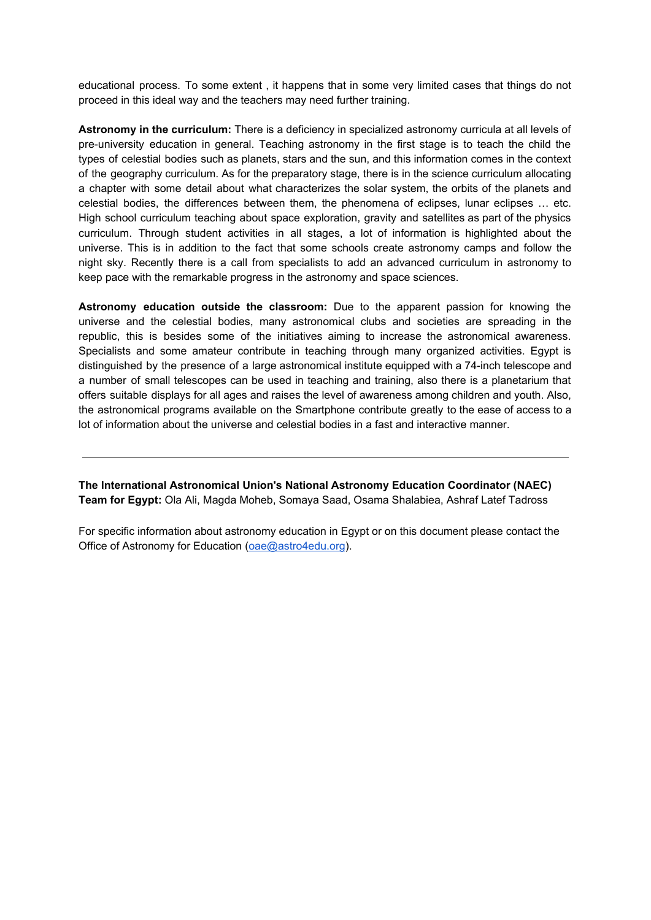educational process. To some extent , it happens that in some very limited cases that things do not proceed in this ideal way and the teachers may need further training.

**Astronomy in the curriculum:** There is a deficiency in specialized astronomy curricula at all levels of pre-university education in general. Teaching astronomy in the first stage is to teach the child the types of celestial bodies such as planets, stars and the sun, and this information comes in the context of the geography curriculum. As for the preparatory stage, there is in the science curriculum allocating a chapter with some detail about what characterizes the solar system, the orbits of the planets and celestial bodies, the differences between them, the phenomena of eclipses, lunar eclipses … etc. High school curriculum teaching about space exploration, gravity and satellites as part of the physics curriculum. Through student activities in all stages, a lot of information is highlighted about the universe. This is in addition to the fact that some schools create astronomy camps and follow the night sky. Recently there is a call from specialists to add an advanced curriculum in astronomy to keep pace with the remarkable progress in the astronomy and space sciences.

**Astronomy education outside the classroom:** Due to the apparent passion for knowing the universe and the celestial bodies, many astronomical clubs and societies are spreading in the republic, this is besides some of the initiatives aiming to increase the astronomical awareness. Specialists and some amateur contribute in teaching through many organized activities. Egypt is distinguished by the presence of a large astronomical institute equipped with a 74-inch telescope and a number of small telescopes can be used in teaching and training, also there is a planetarium that offers suitable displays for all ages and raises the level of awareness among children and youth. Also, the astronomical programs available on the Smartphone contribute greatly to the ease of access to a lot of information about the universe and celestial bodies in a fast and interactive manner.

---

**The International Astronomical Union's National Astronomy Education Coordinator (NAEC) Team for Egypt:** Ola Ali, Magda Moheb, Somaya Saad, Osama Shalabiea, Ashraf Latef Tadross

For specific information about astronomy education in Egypt or on this document please contact the Office of Astronomy for Education (oae@astro4edu.org).